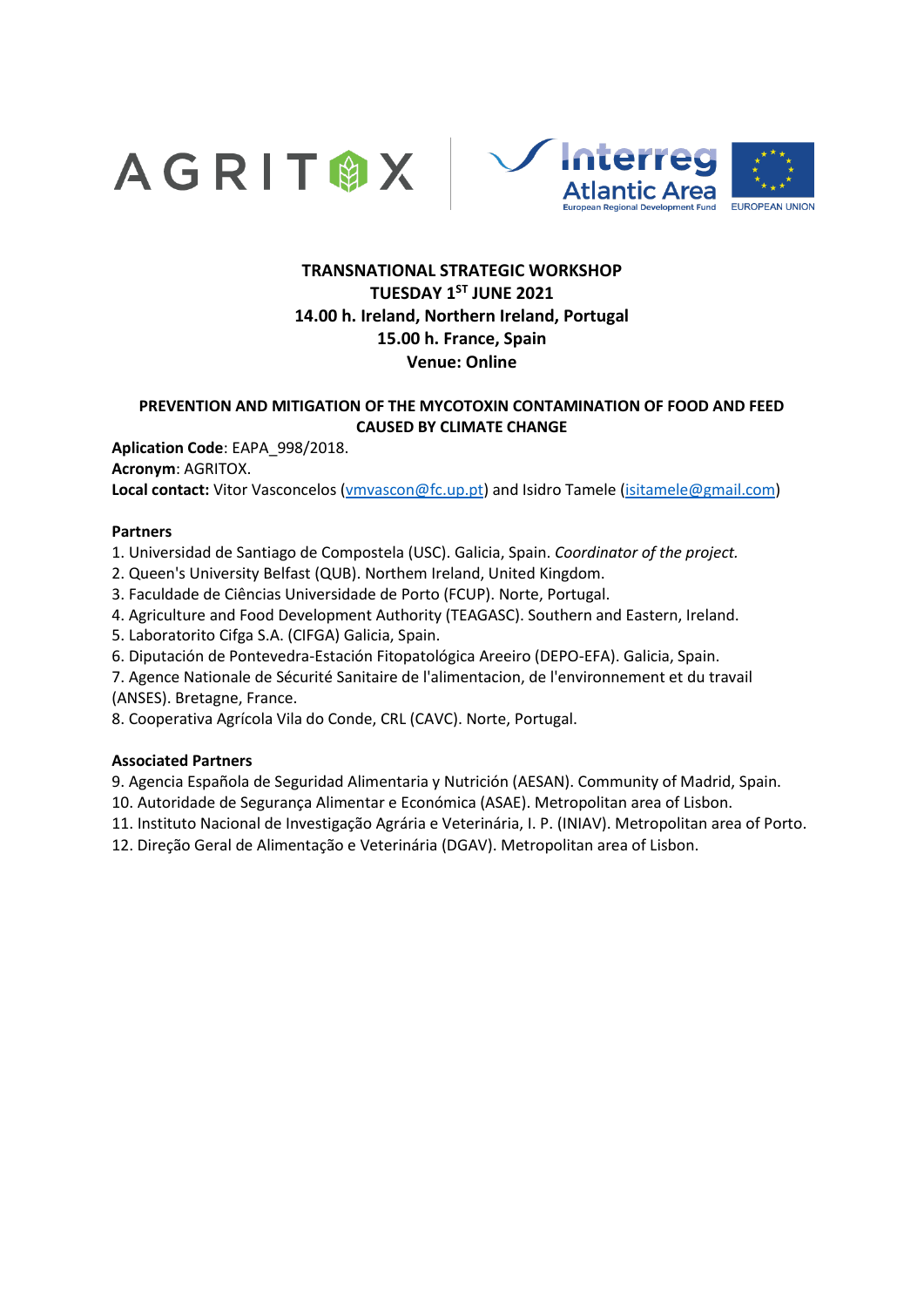**TRANSNATIONAL STRATEGIC WORKSHOP**
**TUESDAY 1ST JUNE 2021**
**14.00 h. Ireland, Northern Ireland, Portugal**
**15.00 h. France, Spain**
**Venue: Online**

**PREVENTION AND MITIGATION OF THE MYCOTOXIN CONTAMINATION OF FOOD AND FEED CAUSED BY CLIMATE CHANGE**

**Aplication Code**: EAPA_998/2018.
**Acronym**: AGRITOX.
**Local contact:** Vitor Vasconcelos (vmvascon@fc.up.pt) and Isidro Tamele (isitamele@gmail.com)

**Partners**

1. Universidad de Santiago de Compostela (USC). Galicia, Spain. *Coordinator of the project.*
2. Queen's University Belfast (QUB). Northem Ireland, United Kingdom.
3. Faculdade de Ciências Universidade de Porto (FCUP). Norte, Portugal.
4. Agriculture and Food Development Authority (TEAGASC). Southern and Eastern, Ireland.
5. Laboratorito Cifga S.A. (CIFGA) Galicia, Spain.
6. Diputación de Pontevedra-Estación Fitopatológica Areeiro (DEPO-EFA). Galicia, Spain.
7. Agence Nationale de Sécurité Sanitaire de l'alimentacion, de l'environnement et du travail (ANSES). Bretagne, France.
8. Cooperativa Agrícola Vila do Conde, CRL (CAVC). Norte, Portugal.

**Associated Partners**

9. Agencia Española de Seguridad Alimentaria y Nutrición (AESAN). Community of Madrid, Spain.
10. Autoridade de Segurança Alimentar e Económica (ASAE). Metropolitan area of Lisbon.
11. Instituto Nacional de Investigação Agrária e Veterinária, I. P. (INIAV). Metropolitan area of Porto.
12. Direção Geral de Alimentação e Veterinária (DGAV). Metropolitan area of Lisbon.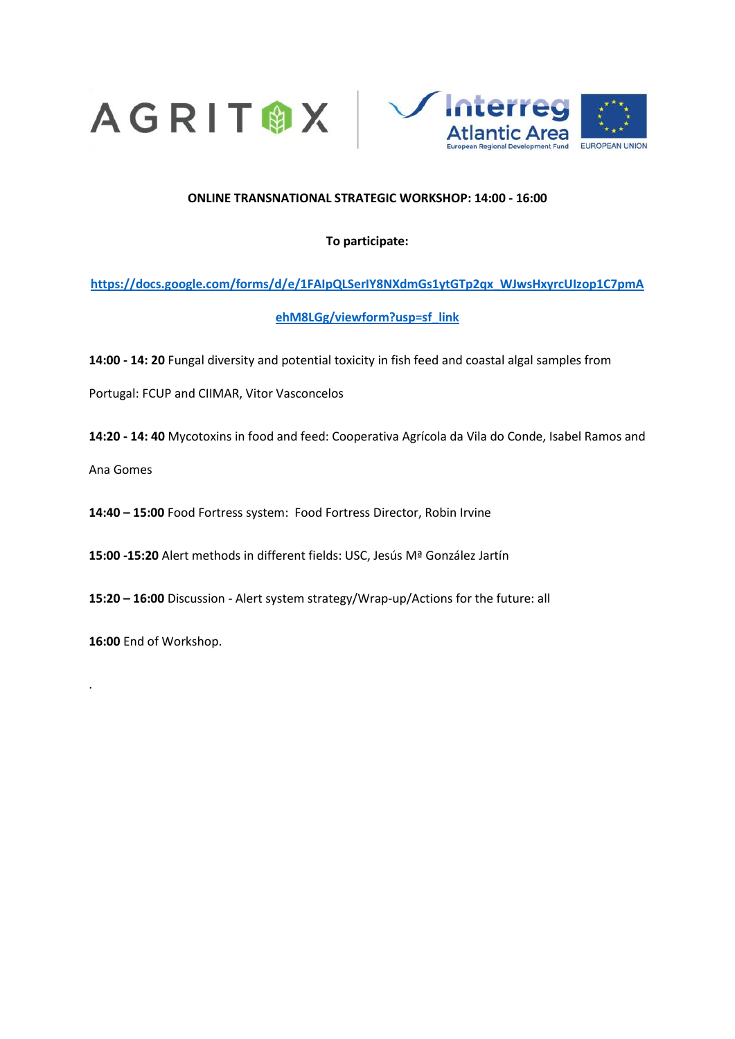**ONLINE TRANSNATIONAL STRATEGIC WORKSHOP: 14:00 - 16:00**

**To participate:**

https://docs.google.com/forms/d/e/1FAIpQLSerIY8NXdmGs1ytGTp2qx_WJwsHxyrcUIzop1C7pmAehM8LGg/viewform?usp=sf_link

**14:00 - 14: 20** Fungal diversity and potential toxicity in fish feed and coastal algal samples from Portugal: FCUP and CIIMAR, Vitor Vasconcelos

**14:20 - 14: 40** Mycotoxins in food and feed: Cooperativa Agrícola da Vila do Conde, Isabel Ramos and Ana Gomes

**14:40 – 15:00** Food Fortress system: Food Fortress Director, Robin Irvine

**15:00 -15:20** Alert methods in different fields: USC, Jesús Mª González Jartín

**15:20 – 16:00** Discussion - Alert system strategy/Wrap-up/Actions for the future: all

**16:00** End of Workshop.